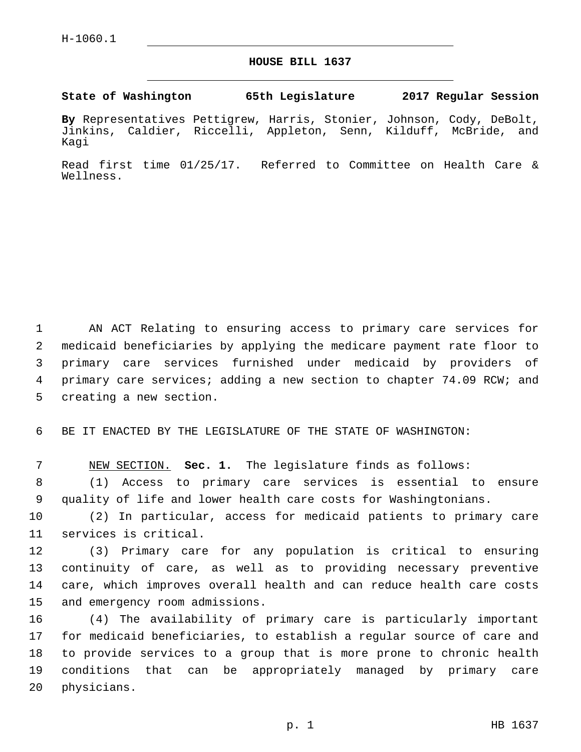H-1060.1

# HOUSE BILL 1637

**State of Washington 65th Legislature 2017 Regular Session**

**By** Representatives Pettigrew, Harris, Stonier, Johnson, Cody, DeBolt, Jinkins, Caldier, Riccelli, Appleton, Senn, Kilduff, McBride, and Kagi

Read first time 01/25/17. Referred to Committee on Health Care & Wellness.

AN ACT Relating to ensuring access to primary care services for medicaid beneficiaries by applying the medicare payment rate floor to primary care services furnished under medicaid by providers of primary care services; adding a new section to chapter 74.09 RCW; and creating a new section.

BE IT ENACTED BY THE LEGISLATURE OF THE STATE OF WASHINGTON:

NEW SECTION. **Sec. 1.** The legislature finds as follows:

(1) Access to primary care services is essential to ensure quality of life and lower health care costs for Washingtonians.

(2) In particular, access for medicaid patients to primary care services is critical.

(3) Primary care for any population is critical to ensuring continuity of care, as well as to providing necessary preventive care, which improves overall health and can reduce health care costs and emergency room admissions.

(4) The availability of primary care is particularly important for medicaid beneficiaries, to establish a regular source of care and to provide services to a group that is more prone to chronic health conditions that can be appropriately managed by primary care physicians.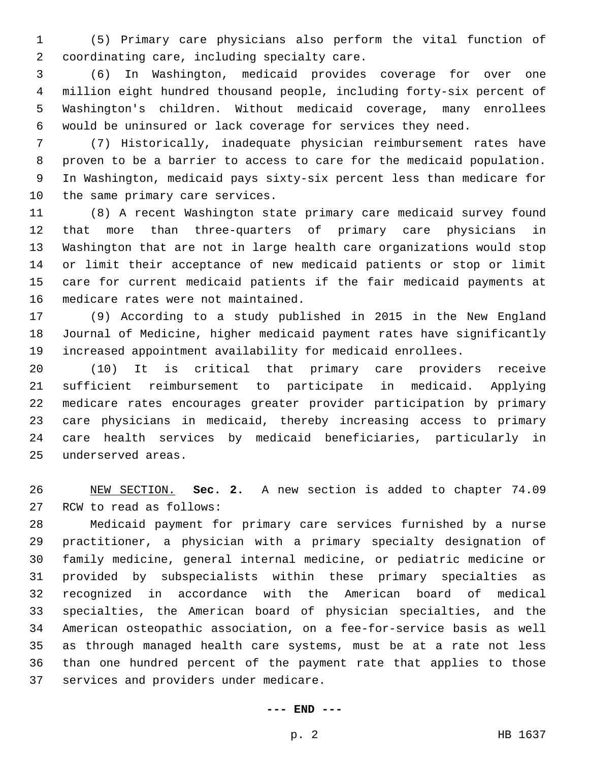(5) Primary care physicians also perform the vital function of coordinating care, including specialty care.

(6) In Washington, medicaid provides coverage for over one million eight hundred thousand people, including forty-six percent of Washington's children. Without medicaid coverage, many enrollees would be uninsured or lack coverage for services they need.

(7) Historically, inadequate physician reimbursement rates have proven to be a barrier to access to care for the medicaid population. In Washington, medicaid pays sixty-six percent less than medicare for the same primary care services.

(8) A recent Washington state primary care medicaid survey found that more than three-quarters of primary care physicians in Washington that are not in large health care organizations would stop or limit their acceptance of new medicaid patients or stop or limit care for current medicaid patients if the fair medicaid payments at medicare rates were not maintained.

(9) According to a study published in 2015 in the New England Journal of Medicine, higher medicaid payment rates have significantly increased appointment availability for medicaid enrollees.

(10) It is critical that primary care providers receive sufficient reimbursement to participate in medicaid. Applying medicare rates encourages greater provider participation by primary care physicians in medicaid, thereby increasing access to primary care health services by medicaid beneficiaries, particularly in underserved areas.

NEW SECTION. **Sec. 2.** A new section is added to chapter 74.09 RCW to read as follows:

Medicaid payment for primary care services furnished by a nurse practitioner, a physician with a primary specialty designation of family medicine, general internal medicine, or pediatric medicine or provided by subspecialists within these primary specialties as recognized in accordance with the American board of medical specialties, the American board of physician specialties, and the American osteopathic association, on a fee-for-service basis as well as through managed health care systems, must be at a rate not less than one hundred percent of the payment rate that applies to those services and providers under medicare.

**--- END ---**